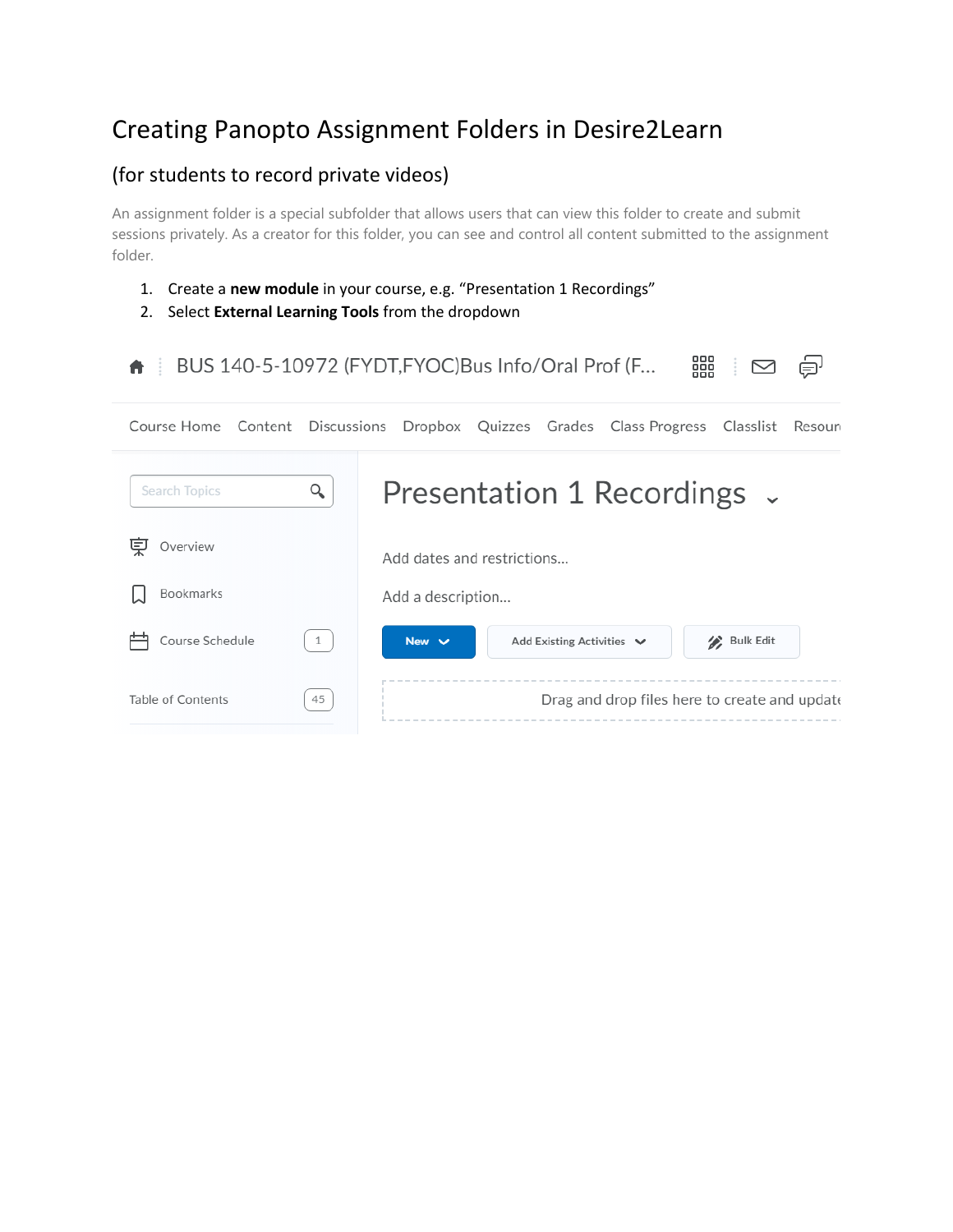# Creating Panopto Assignment Folders in Desire2Learn

## (for students to record private videos)

An assignment folder is a special subfolder that allows users that can view this folder to create and submit sessions privately. As a creator for this folder, you can see and control all content submitted to the assignment folder.

1. Create a **new module** in your course, e.g. "Presentation 1 Recordings"
2. Select **External Learning Tools** from the dropdown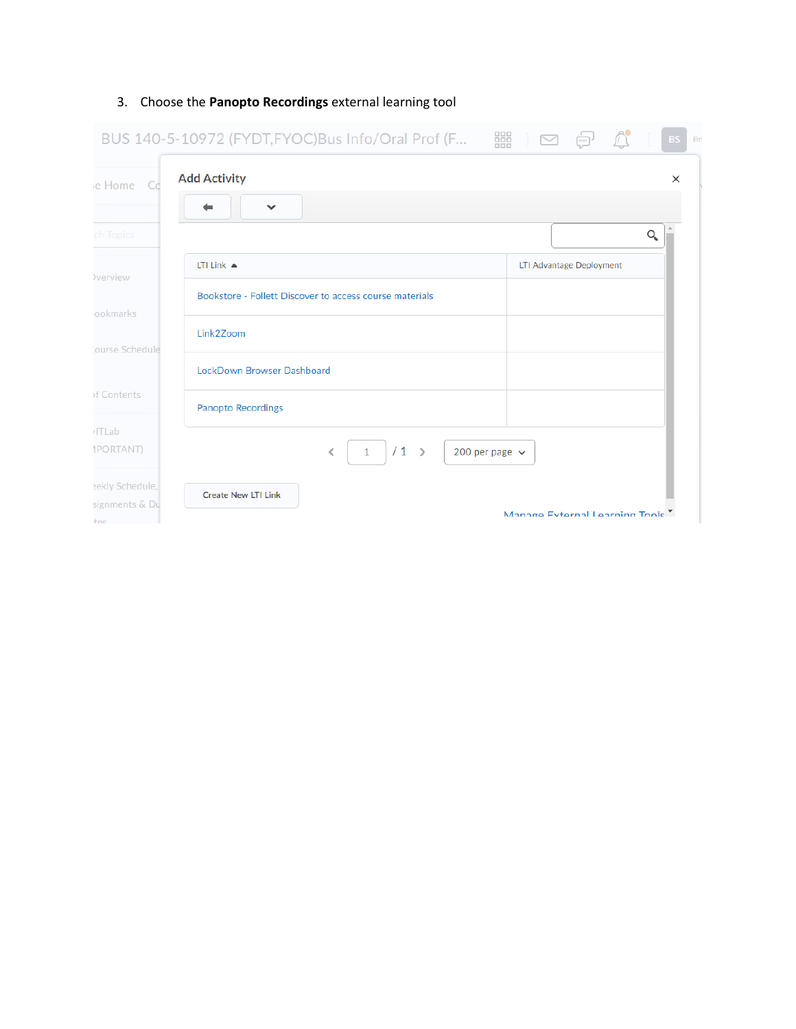3. Choose the **Panopto Recordings** external learning tool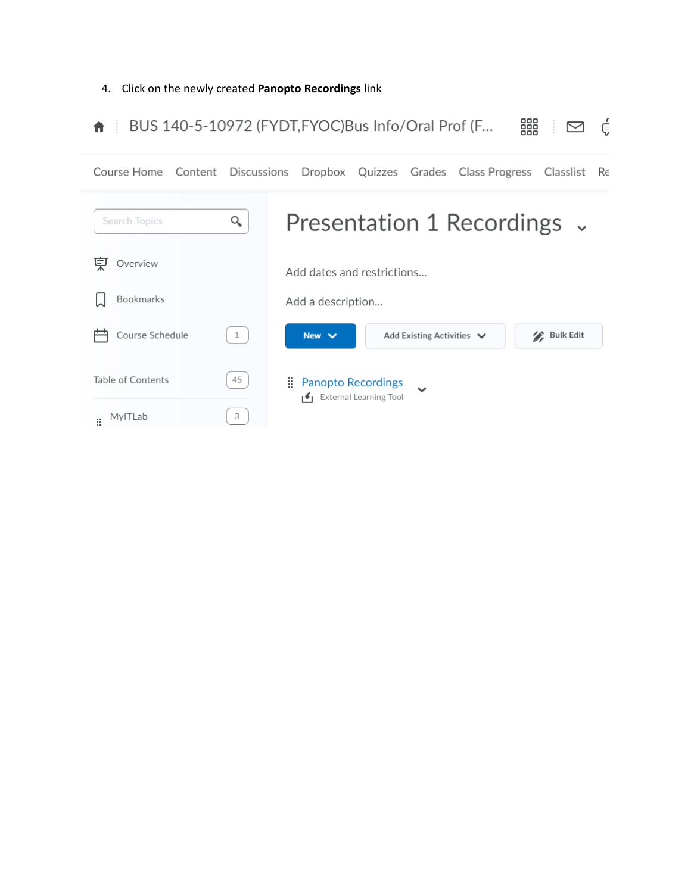4. Click on the newly created **Panopto Recordings** link

BUS 140-5-10972 (FYDT,FYOC)Bus Info/Oral Prof (F...

Course Home Content Discussions Dropbox Quizzes Grades Class Progress Classlist Re

Search Topics

Overview

Bookmarks

Course Schedule 1

Table of Contents 45

MyITLab 3

Presentation 1 Recordings

Add dates and restrictions...

Add a description...

New | Add Existing Activities | Bulk Edit

Panopto Recordings
External Learning Tool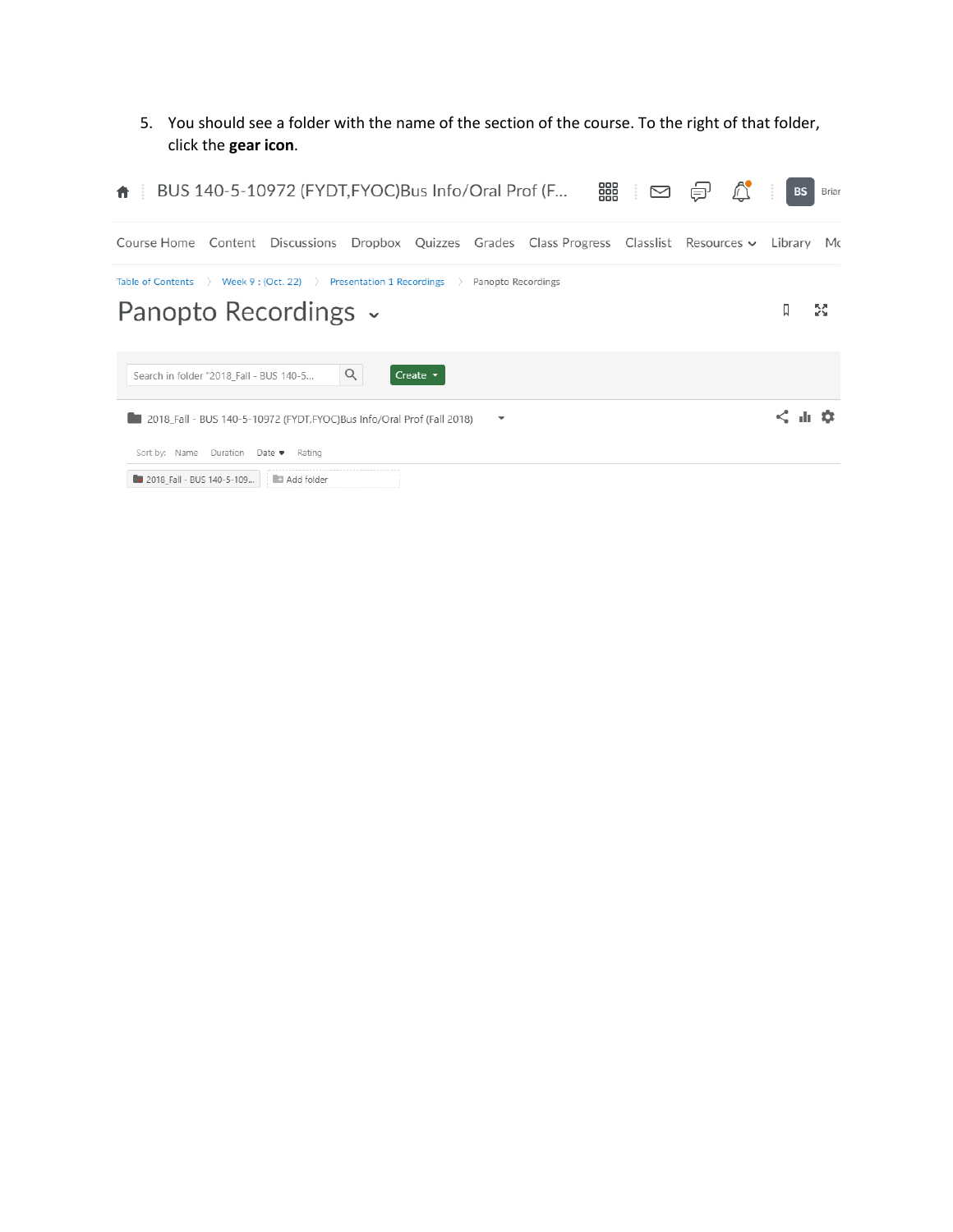5. You should see a folder with the name of the section of the course. To the right of that folder, click the **gear icon**.

BUS 140-5-10972 (FYDT,FYOC)Bus Info/Oral Prof (F...

BS Brian

Course Home Content Discussions Dropbox Quizzes Grades Class Progress Classlist Resources Library Mc

Table of Contents 〉 Week 9 : (Oct. 22) 〉 Presentation 1 Recordings 〉 Panopto Recordings

Panopto Recordings

Search in folder "2018_Fall - BUS 140-5...

Create

2018_Fall - BUS 140-5-10972 (FYDT,FYOC)Bus Info/Oral Prof (Fall 2018)

Sort by: Name Duration Date Rating

2018_Fall - BUS 140-5-109...

Add folder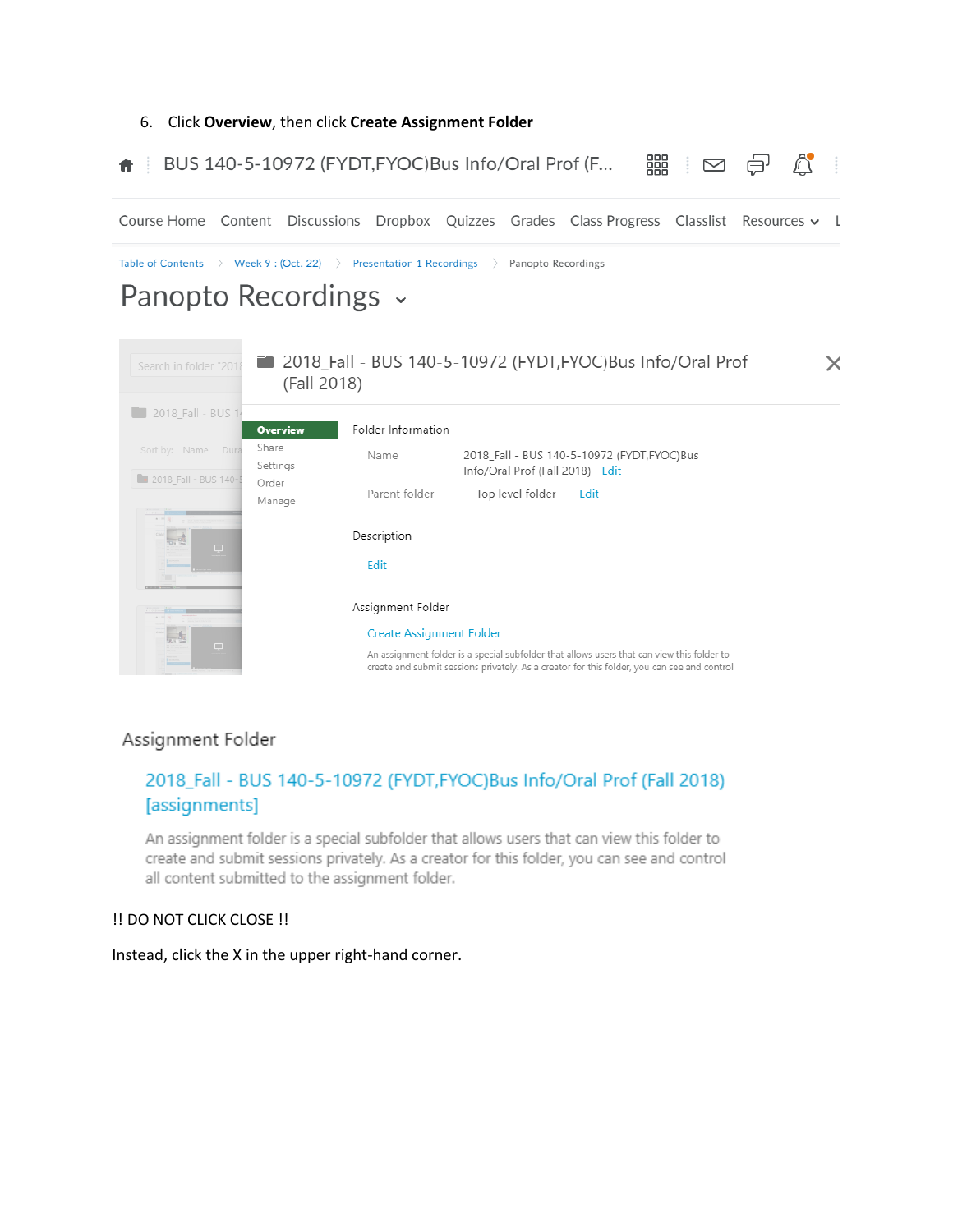6. Click **Overview**, then click **Create Assignment Folder**

BUS 140-5-10972 (FYDT,FYOC)Bus Info/Oral Prof (F...

Course Home Content Discussions Dropbox Quizzes Grades Class Progress Classlist Resources

Table of Contents > Week 9 : (Oct. 22) > Presentation 1 Recordings > Panopto Recordings

Panopto Recordings

2018_Fall - BUS 140-5-10972 (FYDT,FYOC)Bus Info/Oral Prof (Fall 2018)

Overview
Share
Settings
Order
Manage

Folder Information

Name 2018_Fall - BUS 140-5-10972 (FYDT,FYOC)Bus Info/Oral Prof (Fall 2018) Edit

Parent folder -- Top level folder -- Edit

Description

Edit

Assignment Folder

Create Assignment Folder

An assignment folder is a special subfolder that allows users that can view this folder to create and submit sessions privately. As a creator for this folder, you can see and control

Assignment Folder

2018_Fall - BUS 140-5-10972 (FYDT,FYOC)Bus Info/Oral Prof (Fall 2018) [assignments]

An assignment folder is a special subfolder that allows users that can view this folder to create and submit sessions privately. As a creator for this folder, you can see and control all content submitted to the assignment folder.

!! DO NOT CLICK CLOSE !!

Instead, click the X in the upper right-hand corner.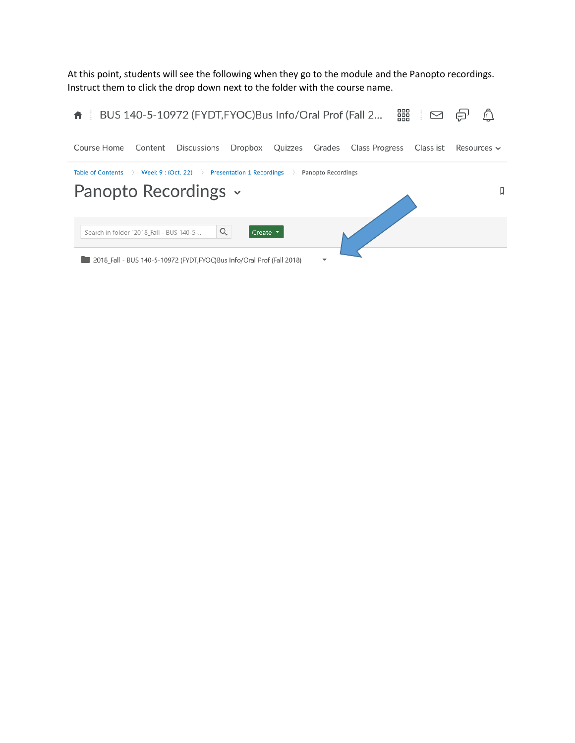At this point, students will see the following when they go to the module and the Panopto recordings. Instruct them to click the drop down next to the folder with the course name.

BUS 140-5-10972 (FYDT,FYOC)Bus Info/Oral Prof (Fall 2...

Course Home | Content | Discussions | Dropbox | Quizzes | Grades | Class Progress | Classlist | Resources

Table of Contents > Week 9 : (Oct. 22) > Presentation 1 Recordings > Panopto Recordings

Panopto Recordings

Search in folder "2018_Fall - BUS 140-5-... | Create

2018_Fall - BUS 140-5-10972 (FYDT,FYOC)Bus Info/Oral Prof (Fall 2018)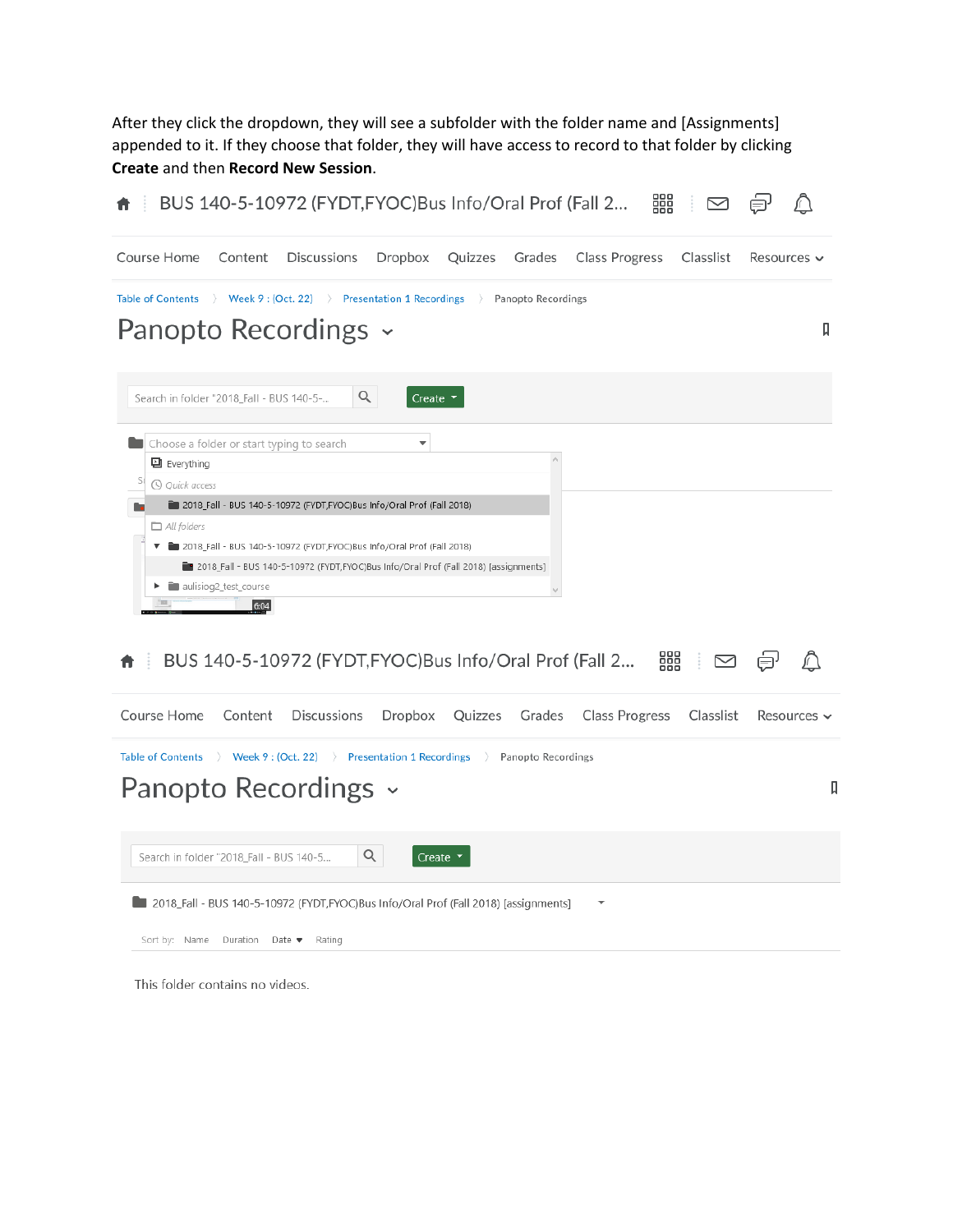After they click the dropdown, they will see a subfolder with the folder name and [Assignments] appended to it. If they choose that folder, they will have access to record to that folder by clicking **Create** and then **Record New Session**.

BUS 140-5-10972 (FYDT,FYOC)Bus Info/Oral Prof (Fall 2...

Course Home Content Discussions Dropbox Quizzes Grades Class Progress Classlist Resources

Table of Contents 〉 Week 9 : (Oct. 22) 〉 Presentation 1 Recordings 〉 Panopto Recordings

Panopto Recordings

Search in folder "2018_Fall - BUS 140-5-.. Create

Choose a folder or start typing to search

Everything

*Quick access*

2018_Fall - BUS 140-5-10972 (FYDT,FYOC)Bus Info/Oral Prof (Fall 2018)

*All folders*

2018_Fall - BUS 140-5-10972 (FYDT,FYOC)Bus Info/Oral Prof (Fall 2018)

2018_Fall - BUS 140-5-10972 (FYDT,FYOC)Bus Info/Oral Prof (Fall 2018) [assignments]

aulisiog2_test_course

BUS 140-5-10972 (FYDT,FYOC)Bus Info/Oral Prof (Fall 2...

Course Home Content Discussions Dropbox Quizzes Grades Class Progress Classlist Resources

Table of Contents 〉 Week 9 : (Oct. 22) 〉 Presentation 1 Recordings 〉 Panopto Recordings

Panopto Recordings

Search in folder "2018_Fall - BUS 140-5... Create

2018_Fall - BUS 140-5-10972 (FYDT,FYOC)Bus Info/Oral Prof (Fall 2018) [assignments]

Sort by: Name Duration Date Rating

This folder contains no videos.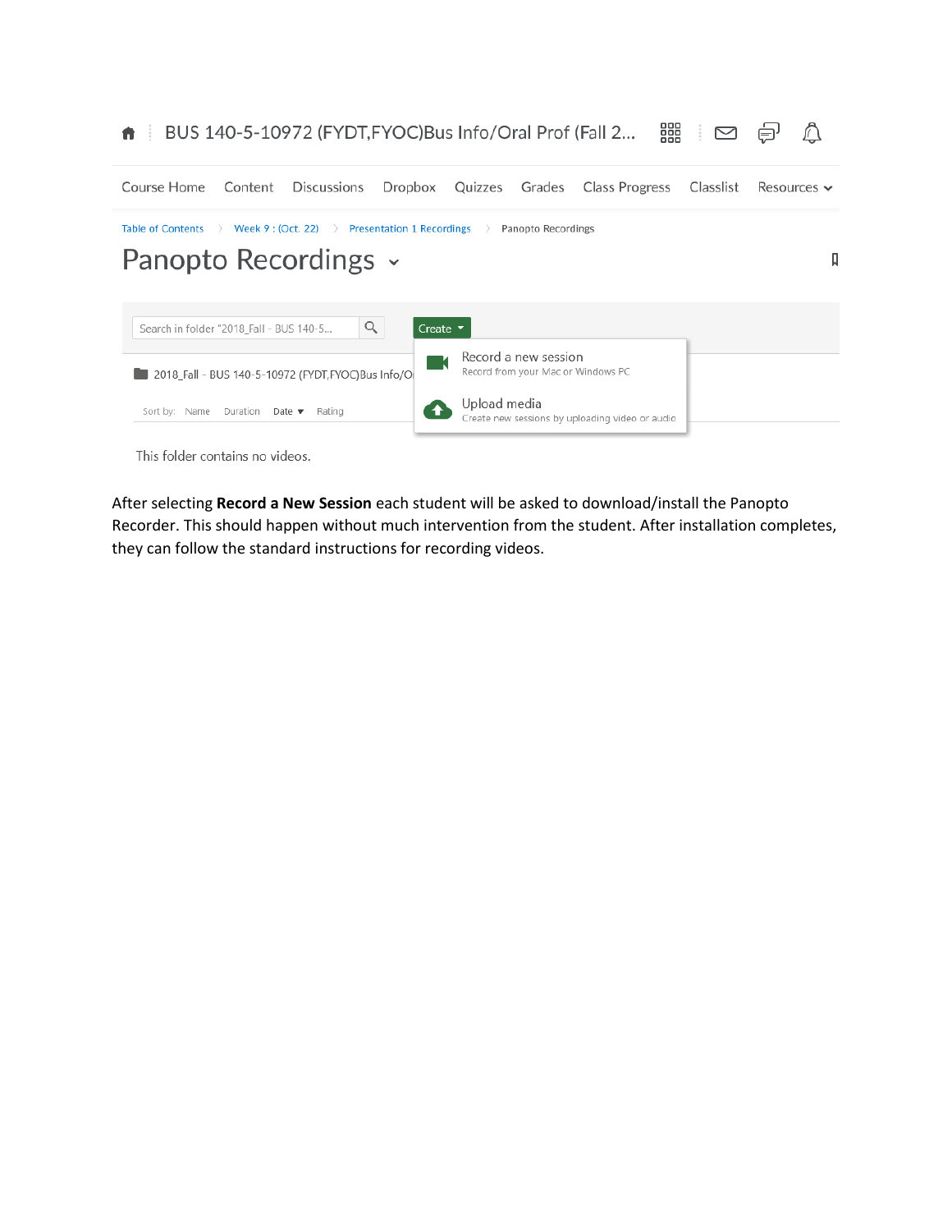After selecting **Record a New Session** each student will be asked to download/install the Panopto Recorder. This should happen without much intervention from the student. After installation completes, they can follow the standard instructions for recording videos.